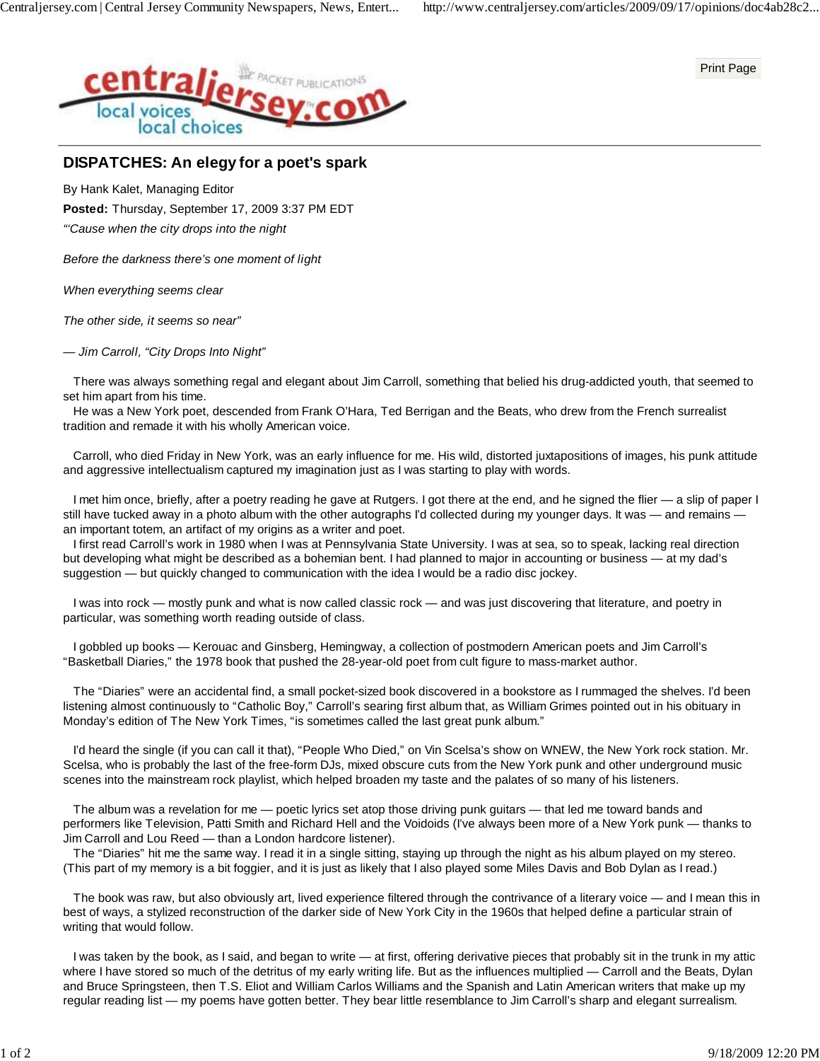# DISPATCHES: An elegy for a poet's spark

By Hank Kalet, Managing Editor

**Posted:** Thursday, September 17, 2009 3:37 PM EDT

*"'Cause when the city drops into the night*

*Before the darkness there's one moment of light*

*When everything seems clear*

*The other side, it seems so near"*

*— Jim Carroll, "City Drops Into Night"*

There was always something regal and elegant about Jim Carroll, something that belied his drug-addicted youth, that seemed to set him apart from his time.

He was a New York poet, descended from Frank O'Hara, Ted Berrigan and the Beats, who drew from the French surrealist tradition and remade it with his wholly American voice.

Carroll, who died Friday in New York, was an early influence for me. His wild, distorted juxtapositions of images, his punk attitude and aggressive intellectualism captured my imagination just as I was starting to play with words.

I met him once, briefly, after a poetry reading he gave at Rutgers. I got there at the end, and he signed the flier — a slip of paper I still have tucked away in a photo album with the other autographs I'd collected during my younger days. It was — and remains — an important totem, an artifact of my origins as a writer and poet.

I first read Carroll's work in 1980 when I was at Pennsylvania State University. I was at sea, so to speak, lacking real direction but developing what might be described as a bohemian bent. I had planned to major in accounting or business — at my dad's suggestion — but quickly changed to communication with the idea I would be a radio disc jockey.

I was into rock — mostly punk and what is now called classic rock — and was just discovering that literature, and poetry in particular, was something worth reading outside of class.

I gobbled up books — Kerouac and Ginsberg, Hemingway, a collection of postmodern American poets and Jim Carroll's "Basketball Diaries," the 1978 book that pushed the 28-year-old poet from cult figure to mass-market author.

The "Diaries" were an accidental find, a small pocket-sized book discovered in a bookstore as I rummaged the shelves. I'd been listening almost continuously to "Catholic Boy," Carroll's searing first album that, as William Grimes pointed out in his obituary in Monday's edition of The New York Times, "is sometimes called the last great punk album."

I'd heard the single (if you can call it that), "People Who Died," on Vin Scelsa's show on WNEW, the New York rock station. Mr. Scelsa, who is probably the last of the free-form DJs, mixed obscure cuts from the New York punk and other underground music scenes into the mainstream rock playlist, which helped broaden my taste and the palates of so many of his listeners.

The album was a revelation for me — poetic lyrics set atop those driving punk guitars — that led me toward bands and performers like Television, Patti Smith and Richard Hell and the Voidoids (I've always been more of a New York punk — thanks to Jim Carroll and Lou Reed — than a London hardcore listener).

The "Diaries" hit me the same way. I read it in a single sitting, staying up through the night as his album played on my stereo. (This part of my memory is a bit foggier, and it is just as likely that I also played some Miles Davis and Bob Dylan as I read.)

The book was raw, but also obviously art, lived experience filtered through the contrivance of a literary voice — and I mean this in best of ways, a stylized reconstruction of the darker side of New York City in the 1960s that helped define a particular strain of writing that would follow.

I was taken by the book, as I said, and began to write — at first, offering derivative pieces that probably sit in the trunk in my attic where I have stored so much of the detritus of my early writing life. But as the influences multiplied — Carroll and the Beats, Dylan and Bruce Springsteen, then T.S. Eliot and William Carlos Williams and the Spanish and Latin American writers that make up my regular reading list — my poems have gotten better. They bear little resemblance to Jim Carroll's sharp and elegant surrealism.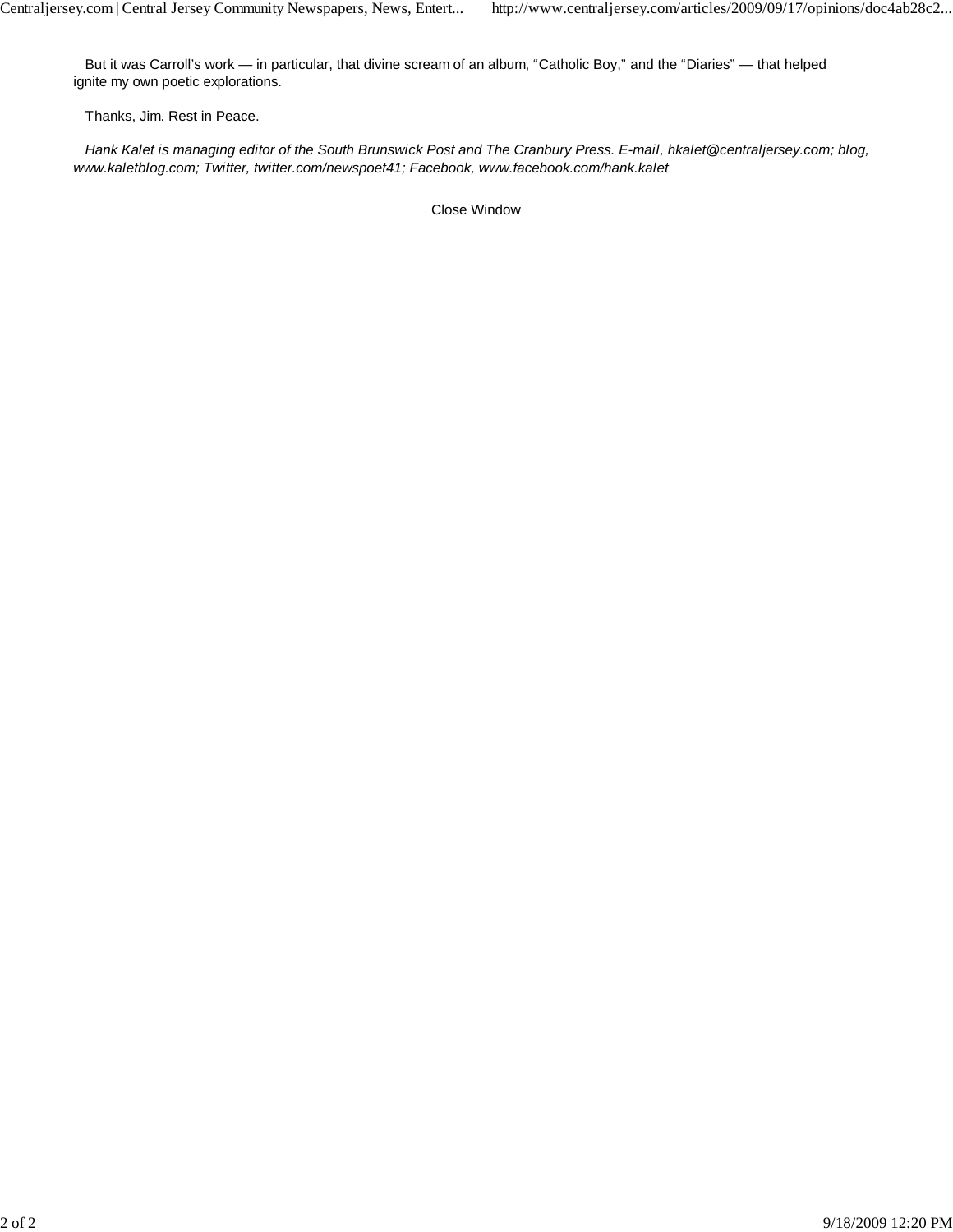But it was Carroll's work — in particular, that divine scream of an album, "Catholic Boy," and the "Diaries" — that helped ignite my own poetic explorations.

Thanks, Jim. Rest in Peace.

*Hank Kalet is managing editor of the South Brunswick Post and The Cranbury Press. E-mail, hkalet@centraljersey.com; blog, www.kaletblog.com; Twitter, twitter.com/newspoet41; Facebook, www.facebook.com/hank.kalet*

Close Window